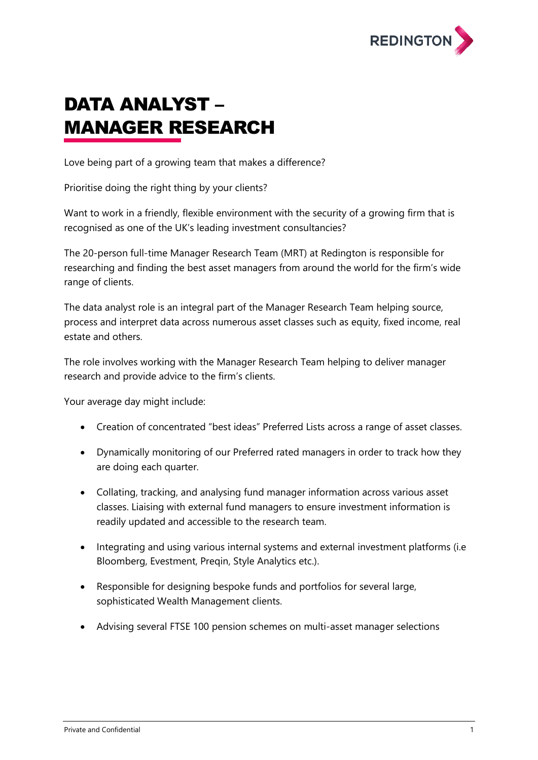# DATA ANALYST – MANAGER RESEARCH

Love being part of a growing team that makes a difference?

Prioritise doing the right thing by your clients?

Want to work in a friendly, flexible environment with the security of a growing firm that is recognised as one of the UK's leading investment consultancies?

The 20-person full-time Manager Research Team (MRT) at Redington is responsible for researching and finding the best asset managers from around the world for the firm's wide range of clients.

The data analyst role is an integral part of the Manager Research Team helping source, process and interpret data across numerous asset classes such as equity, fixed income, real estate and others.

The role involves working with the Manager Research Team helping to deliver manager research and provide advice to the firm's clients.

Your average day might include:

- Creation of concentrated "best ideas" Preferred Lists across a range of asset classes.
- Dynamically monitoring of our Preferred rated managers in order to track how they are doing each quarter.
- Collating, tracking, and analysing fund manager information across various asset classes. Liaising with external fund managers to ensure investment information is readily updated and accessible to the research team.
- Integrating and using various internal systems and external investment platforms (i.e Bloomberg, Evestment, Preqin, Style Analytics etc.).
- Responsible for designing bespoke funds and portfolios for several large, sophisticated Wealth Management clients.
- Advising several FTSE 100 pension schemes on multi-asset manager selections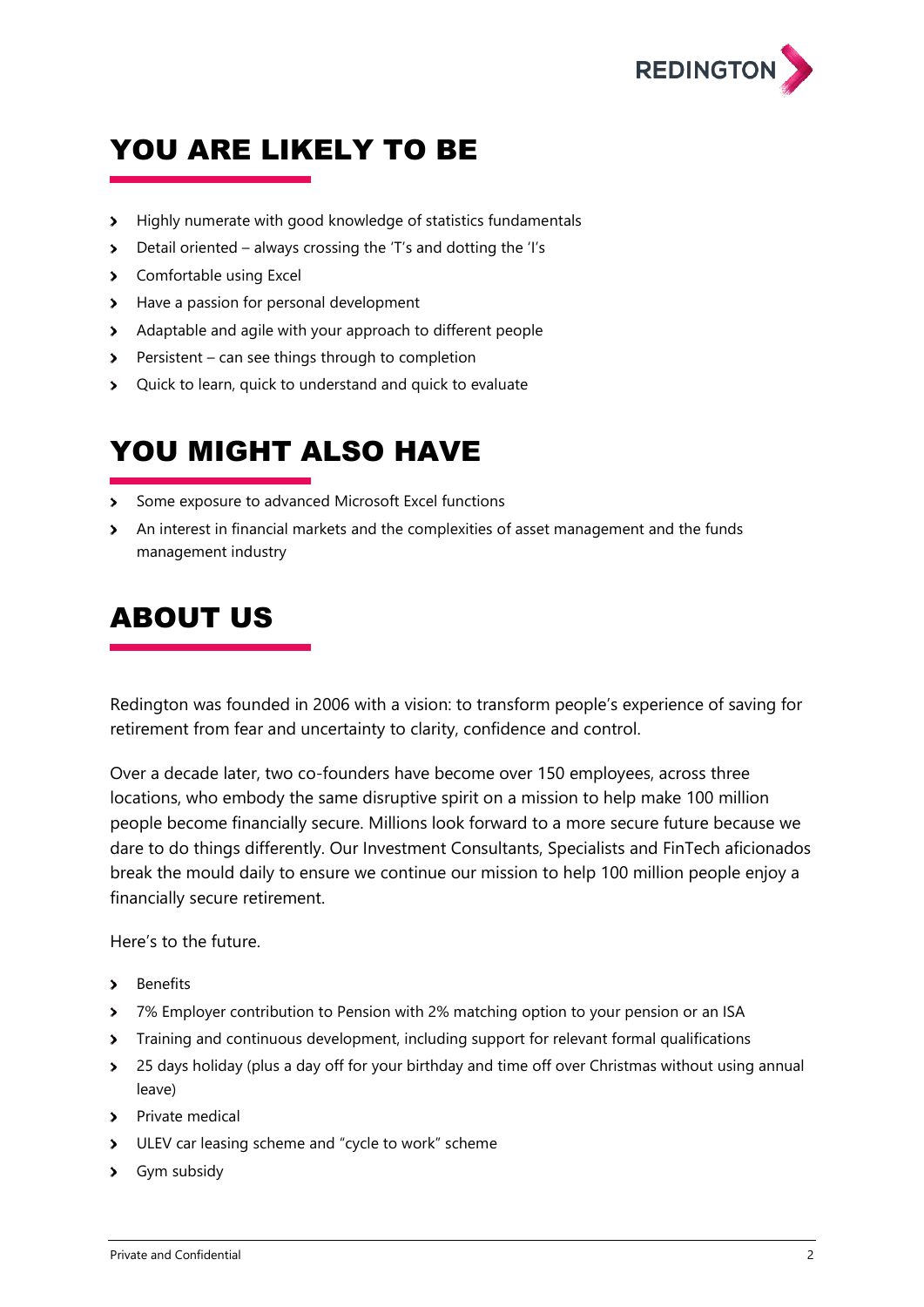## YOU ARE LIKELY TO BE

- Highly numerate with good knowledge of statistics fundamentals
- Detail oriented – always crossing the 'T's and dotting the 'I's
- Comfortable using Excel
- Have a passion for personal development
- Adaptable and agile with your approach to different people
- Persistent – can see things through to completion
- Quick to learn, quick to understand and quick to evaluate

## YOU MIGHT ALSO HAVE

- Some exposure to advanced Microsoft Excel functions
- An interest in financial markets and the complexities of asset management and the funds management industry

## ABOUT US

Redington was founded in 2006 with a vision: to transform people's experience of saving for retirement from fear and uncertainty to clarity, confidence and control.

Over a decade later, two co-founders have become over 150 employees, across three locations, who embody the same disruptive spirit on a mission to help make 100 million people become financially secure. Millions look forward to a more secure future because we dare to do things differently. Our Investment Consultants, Specialists and FinTech aficionados break the mould daily to ensure we continue our mission to help 100 million people enjoy a financially secure retirement.

Here's to the future.

- Benefits
- 7% Employer contribution to Pension with 2% matching option to your pension or an ISA
- Training and continuous development, including support for relevant formal qualifications
- 25 days holiday (plus a day off for your birthday and time off over Christmas without using annual leave)
- Private medical
- ULEV car leasing scheme and "cycle to work" scheme
- Gym subsidy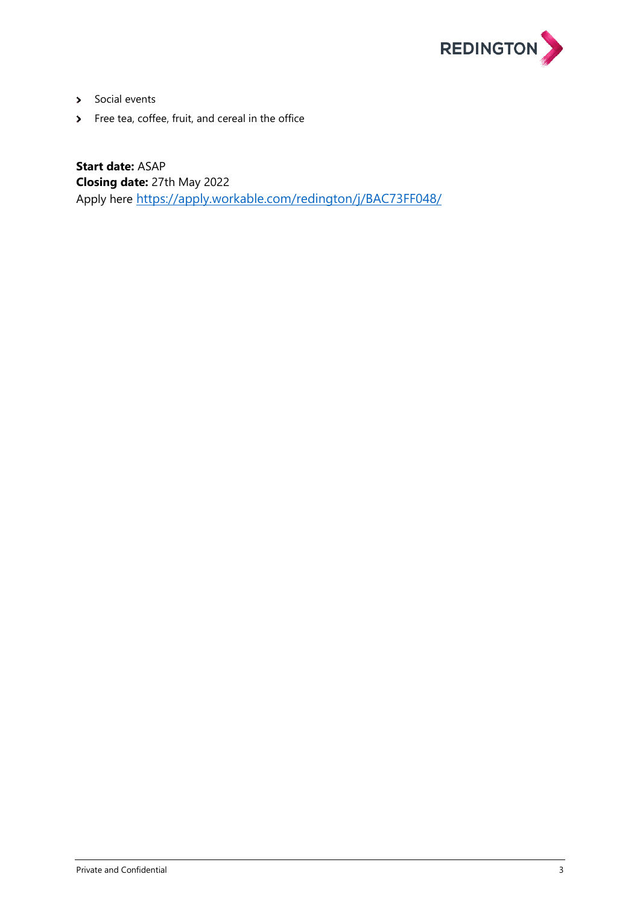- Social events
- Free tea, coffee, fruit, and cereal in the office

**Start date:** ASAP
**Closing date:** 27th May 2022
Apply here https://apply.workable.com/redington/j/BAC73FF048/